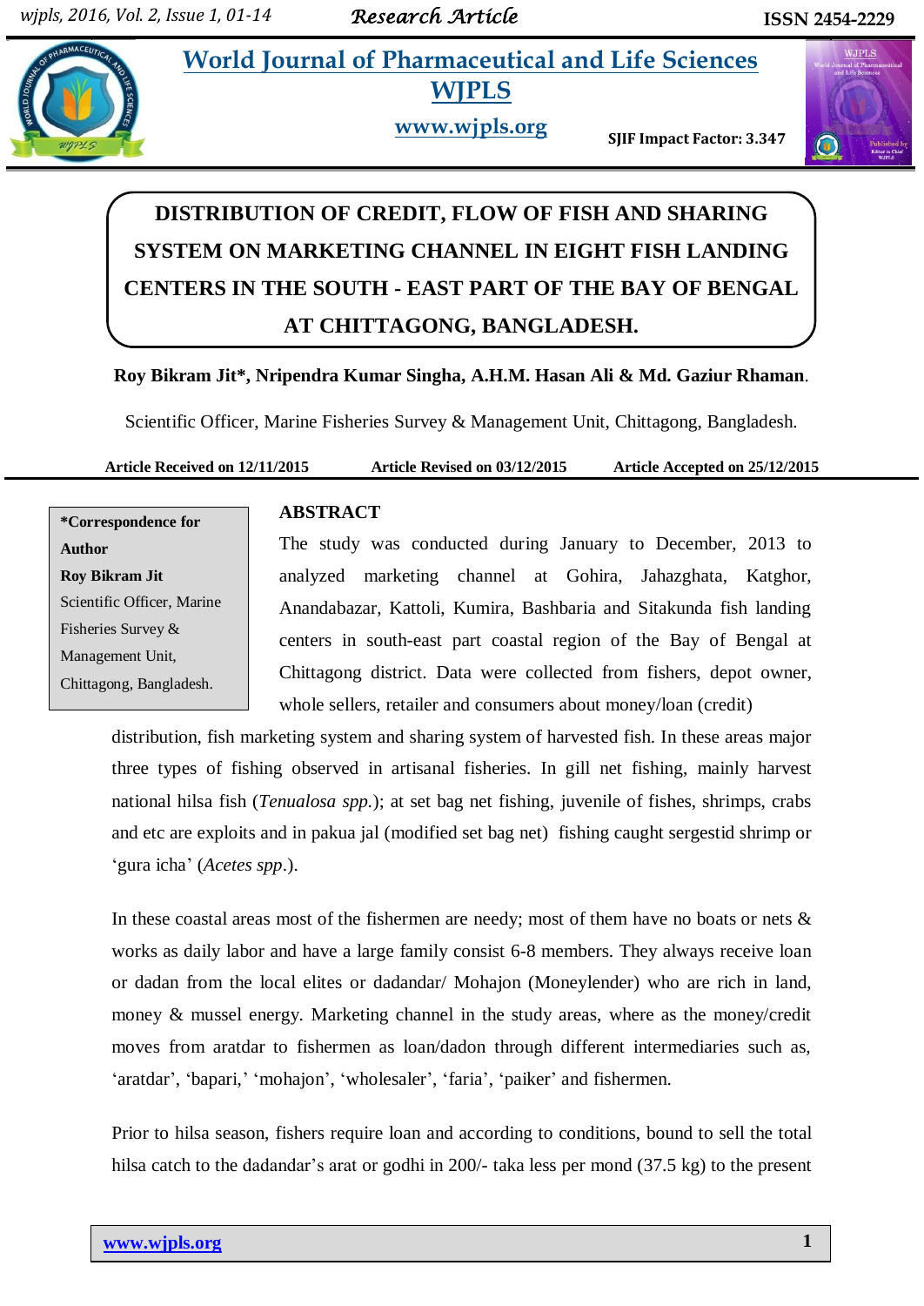# World Journal of Pharmaceutical and Life Sciences
# WJPLS

www.wjpls.org

SJIF Impact Factor: 3.347

## DISTRIBUTION OF CREDIT, FLOW OF FISH AND SHARING SYSTEM ON MARKETING CHANNEL IN EIGHT FISH LANDING CENTERS IN THE SOUTH - EAST PART OF THE BAY OF BENGAL AT CHITTAGONG, BANGLADESH.

**Roy Bikram Jit\*, Nripendra Kumar Singha, A.H.M. Hasan Ali & Md. Gaziur Rhaman**.

Scientific Officer, Marine Fisheries Survey & Management Unit, Chittagong, Bangladesh.

**Article Received on 12/11/2015** **Article Revised on 03/12/2015** **Article Accepted on 25/12/2015**

**\*Correspondence for Author**
**Roy Bikram Jit**
Scientific Officer, Marine Fisheries Survey & Management Unit, Chittagong, Bangladesh.

### ABSTRACT

The study was conducted during January to December, 2013 to analyzed marketing channel at Gohira, Jahazghata, Katghor, Anandabazar, Kattoli, Kumira, Bashbaria and Sitakunda fish landing centers in south-east part coastal region of the Bay of Bengal at Chittagong district. Data were collected from fishers, depot owner, whole sellers, retailer and consumers about money/loan (credit) distribution, fish marketing system and sharing system of harvested fish. In these areas major three types of fishing observed in artisanal fisheries. In gill net fishing, mainly harvest national hilsa fish (*Tenualosa spp.*); at set bag net fishing, juvenile of fishes, shrimps, crabs and etc are exploits and in pakua jal (modified set bag net) fishing caught sergestid shrimp or 'gura icha' (*Acetes spp*.).

In these coastal areas most of the fishermen are needy; most of them have no boats or nets & works as daily labor and have a large family consist 6-8 members. They always receive loan or dadan from the local elites or dadandar/ Mohajon (Moneylender) who are rich in land, money & mussel energy. Marketing channel in the study areas, where as the money/credit moves from aratdar to fishermen as loan/dadon through different intermediaries such as, 'aratdar', 'bapari,' 'mohajon', 'wholesaler', 'faria', 'paiker' and fishermen.

Prior to hilsa season, fishers require loan and according to conditions, bound to sell the total hilsa catch to the dadandar's arat or godhi in 200/- taka less per mond (37.5 kg) to the present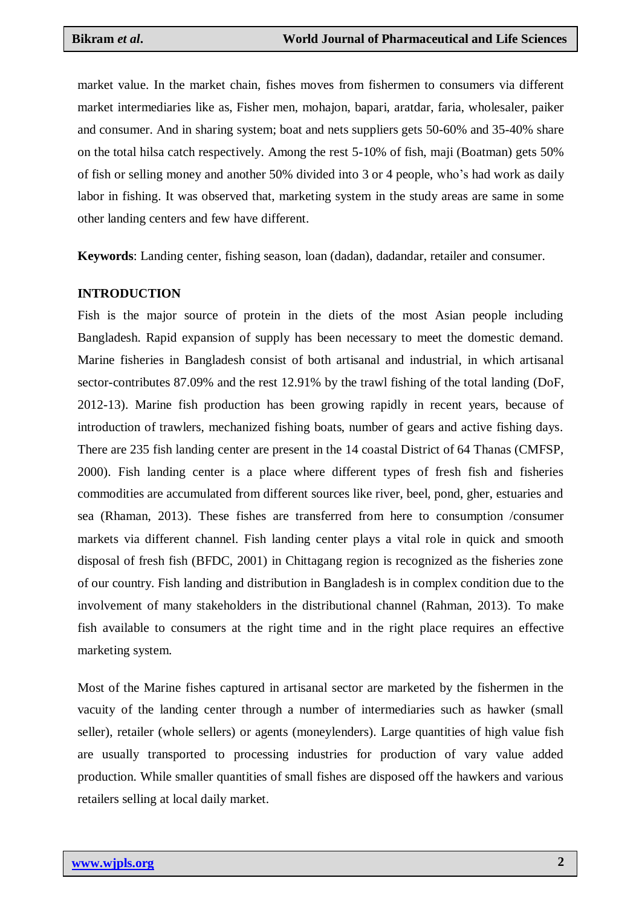market value. In the market chain, fishes moves from fishermen to consumers via different market intermediaries like as, Fisher men, mohajon, bapari, aratdar, faria, wholesaler, paiker and consumer. And in sharing system; boat and nets suppliers gets 50-60% and 35-40% share on the total hilsa catch respectively. Among the rest 5-10% of fish, maji (Boatman) gets 50% of fish or selling money and another 50% divided into 3 or 4 people, who's had work as daily labor in fishing. It was observed that, marketing system in the study areas are same in some other landing centers and few have different.

**Keywords**: Landing center, fishing season, loan (dadan), dadandar, retailer and consumer.

## INTRODUCTION

Fish is the major source of protein in the diets of the most Asian people including Bangladesh. Rapid expansion of supply has been necessary to meet the domestic demand. Marine fisheries in Bangladesh consist of both artisanal and industrial, in which artisanal sector-contributes 87.09% and the rest 12.91% by the trawl fishing of the total landing (DoF, 2012-13). Marine fish production has been growing rapidly in recent years, because of introduction of trawlers, mechanized fishing boats, number of gears and active fishing days. There are 235 fish landing center are present in the 14 coastal District of 64 Thanas (CMFSP, 2000). Fish landing center is a place where different types of fresh fish and fisheries commodities are accumulated from different sources like river, beel, pond, gher, estuaries and sea (Rhaman, 2013). These fishes are transferred from here to consumption /consumer markets via different channel. Fish landing center plays a vital role in quick and smooth disposal of fresh fish (BFDC, 2001) in Chittagang region is recognized as the fisheries zone of our country. Fish landing and distribution in Bangladesh is in complex condition due to the involvement of many stakeholders in the distributional channel (Rahman, 2013). To make fish available to consumers at the right time and in the right place requires an effective marketing system.

Most of the Marine fishes captured in artisanal sector are marketed by the fishermen in the vacuity of the landing center through a number of intermediaries such as hawker (small seller), retailer (whole sellers) or agents (moneylenders). Large quantities of high value fish are usually transported to processing industries for production of vary value added production. While smaller quantities of small fishes are disposed off the hawkers and various retailers selling at local daily market.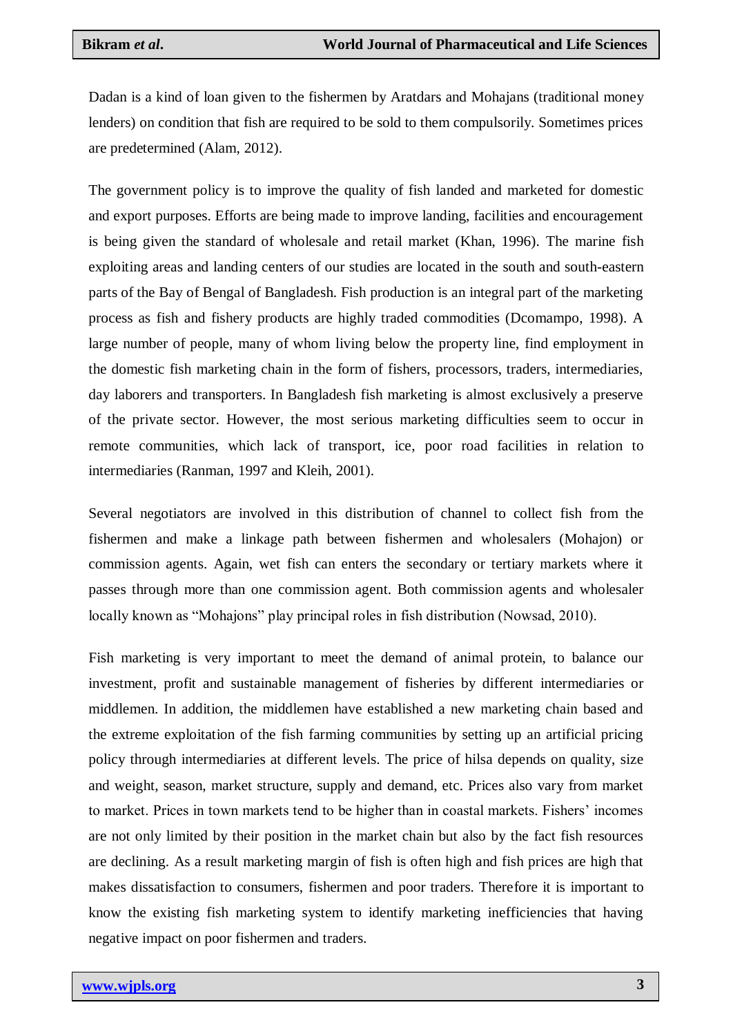Dadan is a kind of loan given to the fishermen by Aratdars and Mohajans (traditional money lenders) on condition that fish are required to be sold to them compulsorily. Sometimes prices are predetermined (Alam, 2012).

The government policy is to improve the quality of fish landed and marketed for domestic and export purposes. Efforts are being made to improve landing, facilities and encouragement is being given the standard of wholesale and retail market (Khan, 1996). The marine fish exploiting areas and landing centers of our studies are located in the south and south-eastern parts of the Bay of Bengal of Bangladesh. Fish production is an integral part of the marketing process as fish and fishery products are highly traded commodities (Dcomampo, 1998). A large number of people, many of whom living below the property line, find employment in the domestic fish marketing chain in the form of fishers, processors, traders, intermediaries, day laborers and transporters. In Bangladesh fish marketing is almost exclusively a preserve of the private sector. However, the most serious marketing difficulties seem to occur in remote communities, which lack of transport, ice, poor road facilities in relation to intermediaries (Ranman, 1997 and Kleih, 2001).

Several negotiators are involved in this distribution of channel to collect fish from the fishermen and make a linkage path between fishermen and wholesalers (Mohajon) or commission agents. Again, wet fish can enters the secondary or tertiary markets where it passes through more than one commission agent. Both commission agents and wholesaler locally known as "Mohajons" play principal roles in fish distribution (Nowsad, 2010).

Fish marketing is very important to meet the demand of animal protein, to balance our investment, profit and sustainable management of fisheries by different intermediaries or middlemen. In addition, the middlemen have established a new marketing chain based and the extreme exploitation of the fish farming communities by setting up an artificial pricing policy through intermediaries at different levels. The price of hilsa depends on quality, size and weight, season, market structure, supply and demand, etc. Prices also vary from market to market. Prices in town markets tend to be higher than in coastal markets. Fishers' incomes are not only limited by their position in the market chain but also by the fact fish resources are declining. As a result marketing margin of fish is often high and fish prices are high that makes dissatisfaction to consumers, fishermen and poor traders. Therefore it is important to know the existing fish marketing system to identify marketing inefficiencies that having negative impact on poor fishermen and traders.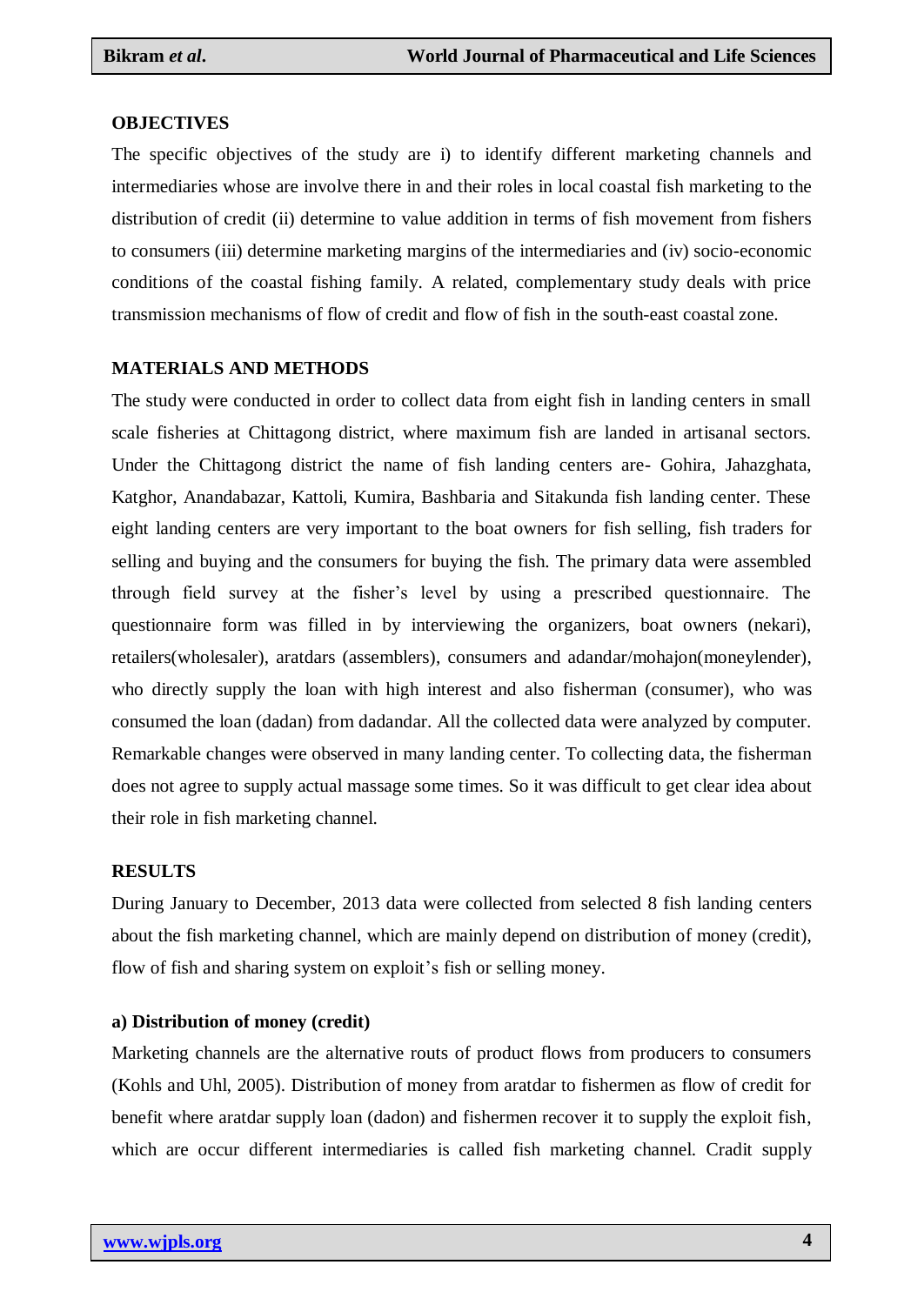## OBJECTIVES

The specific objectives of the study are i) to identify different marketing channels and intermediaries whose are involve there in and their roles in local coastal fish marketing to the distribution of credit (ii) determine to value addition in terms of fish movement from fishers to consumers (iii) determine marketing margins of the intermediaries and (iv) socio-economic conditions of the coastal fishing family. A related, complementary study deals with price transmission mechanisms of flow of credit and flow of fish in the south-east coastal zone.

## MATERIALS AND METHODS

The study were conducted in order to collect data from eight fish in landing centers in small scale fisheries at Chittagong district, where maximum fish are landed in artisanal sectors. Under the Chittagong district the name of fish landing centers are- Gohira, Jahazghata, Katghor, Anandabazar, Kattoli, Kumira, Bashbaria and Sitakunda fish landing center. These eight landing centers are very important to the boat owners for fish selling, fish traders for selling and buying and the consumers for buying the fish. The primary data were assembled through field survey at the fisher's level by using a prescribed questionnaire. The questionnaire form was filled in by interviewing the organizers, boat owners (nekari), retailers(wholesaler), aratdars (assemblers), consumers and adandar/mohajon(moneylender), who directly supply the loan with high interest and also fisherman (consumer), who was consumed the loan (dadan) from dadandar. All the collected data were analyzed by computer. Remarkable changes were observed in many landing center. To collecting data, the fisherman does not agree to supply actual massage some times. So it was difficult to get clear idea about their role in fish marketing channel.

## RESULTS

During January to December, 2013 data were collected from selected 8 fish landing centers about the fish marketing channel, which are mainly depend on distribution of money (credit), flow of fish and sharing system on exploit's fish or selling money.

### a) Distribution of money (credit)

Marketing channels are the alternative routs of product flows from producers to consumers (Kohls and Uhl, 2005). Distribution of money from aratdar to fishermen as flow of credit for benefit where aratdar supply loan (dadon) and fishermen recover it to supply the exploit fish, which are occur different intermediaries is called fish marketing channel. Cradit supply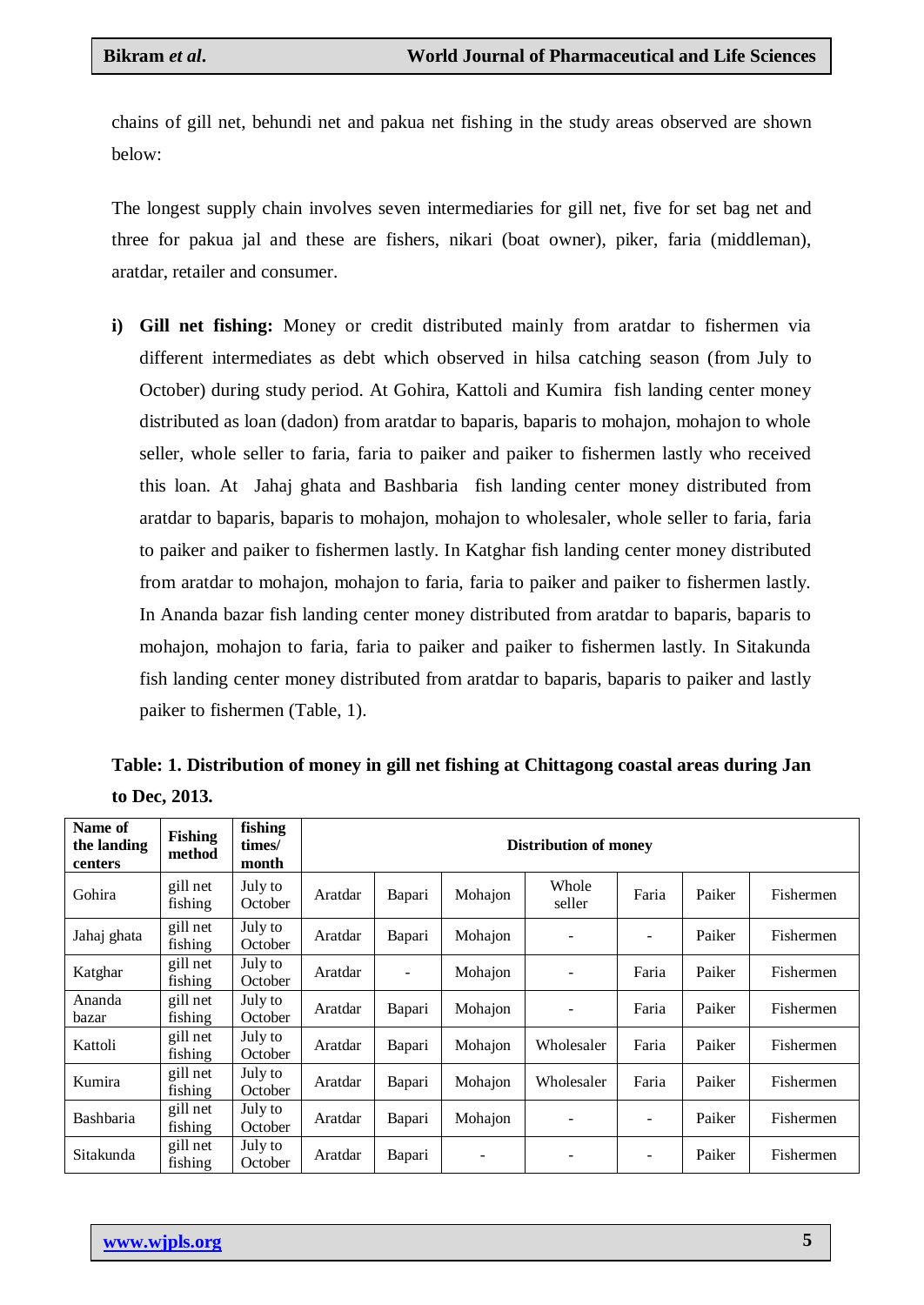chains of gill net, behundi net and pakua net fishing in the study areas observed are shown below:

The longest supply chain involves seven intermediaries for gill net, five for set bag net and three for pakua jal and these are fishers, nikari (boat owner), piker, faria (middleman), aratdar, retailer and consumer.

**i) Gill net fishing:** Money or credit distributed mainly from aratdar to fishermen via different intermediates as debt which observed in hilsa catching season (from July to October) during study period. At Gohira, Kattoli and Kumira fish landing center money distributed as loan (dadon) from aratdar to baparis, baparis to mohajon, mohajon to whole seller, whole seller to faria, faria to paiker and paiker to fishermen lastly who received this loan. At Jahaj ghata and Bashbaria fish landing center money distributed from aratdar to baparis, baparis to mohajon, mohajon to wholesaler, whole seller to faria, faria to paiker and paiker to fishermen lastly. In Katghar fish landing center money distributed from aratdar to mohajon, mohajon to faria, faria to paiker and paiker to fishermen lastly. In Ananda bazar fish landing center money distributed from aratdar to baparis, baparis to mohajon, mohajon to faria, faria to paiker and paiker to fishermen lastly. In Sitakunda fish landing center money distributed from aratdar to baparis, baparis to paiker and lastly paiker to fishermen (Table, 1).

**Table: 1. Distribution of money in gill net fishing at Chittagong coastal areas during Jan to Dec, 2013.**

| Name of the landing centers | Fishing method | fishing times/ month | Distribution of money | | | | | | |
|---|---|---|---|---|---|---|---|---|---|
| Gohira | gill net fishing | July to October | Aratdar | Bapari | Mohajon | Whole seller | Faria | Paiker | Fishermen |
| Jahaj ghata | gill net fishing | July to October | Aratdar | Bapari | Mohajon | - | - | Paiker | Fishermen |
| Katghar | gill net fishing | July to October | Aratdar | - | Mohajon | - | Faria | Paiker | Fishermen |
| Ananda bazar | gill net fishing | July to October | Aratdar | Bapari | Mohajon | - | Faria | Paiker | Fishermen |
| Kattoli | gill net fishing | July to October | Aratdar | Bapari | Mohajon | Wholesaler | Faria | Paiker | Fishermen |
| Kumira | gill net fishing | July to October | Aratdar | Bapari | Mohajon | Wholesaler | Faria | Paiker | Fishermen |
| Bashbaria | gill net fishing | July to October | Aratdar | Bapari | Mohajon | - | - | Paiker | Fishermen |
| Sitakunda | gill net fishing | July to October | Aratdar | Bapari | - | - | - | Paiker | Fishermen |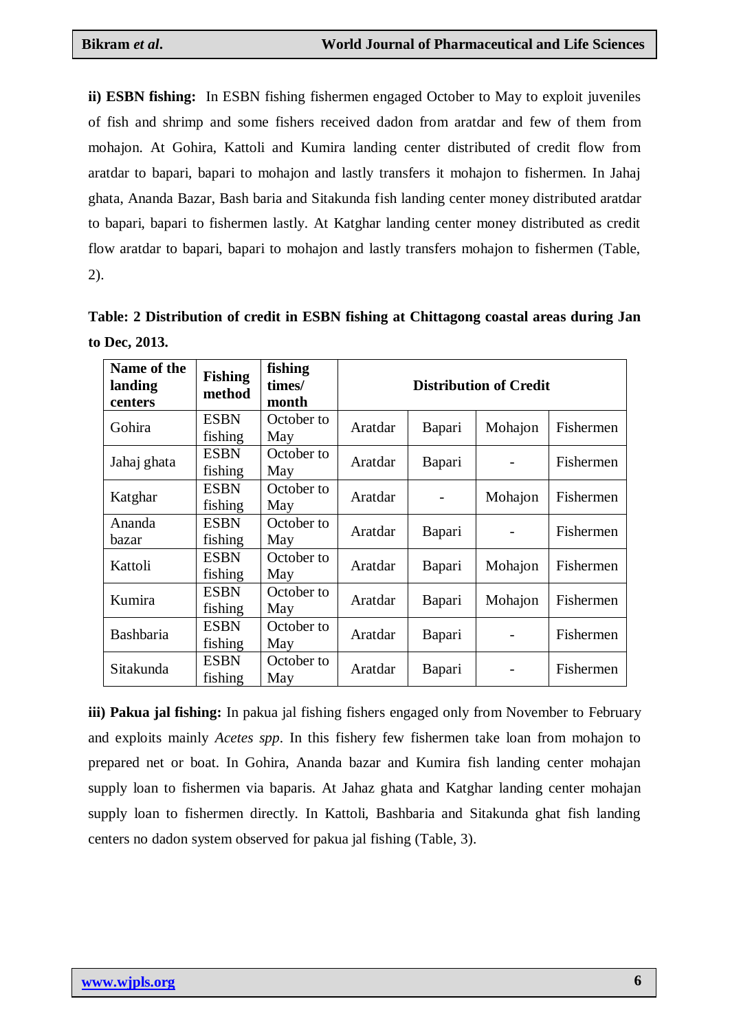**ii) ESBN fishing:** In ESBN fishing fishermen engaged October to May to exploit juveniles of fish and shrimp and some fishers received dadon from aratdar and few of them from mohajon. At Gohira, Kattoli and Kumira landing center distributed of credit flow from aratdar to bapari, bapari to mohajon and lastly transfers it mohajon to fishermen. In Jahaj ghata, Ananda Bazar, Bash baria and Sitakunda fish landing center money distributed aratdar to bapari, bapari to fishermen lastly. At Katghar landing center money distributed as credit flow aratdar to bapari, bapari to mohajon and lastly transfers mohajon to fishermen (Table, 2).

**Table: 2 Distribution of credit in ESBN fishing at Chittagong coastal areas during Jan to Dec, 2013.**

| Name of the landing centers | Fishing method | fishing times/ month | Distribution of Credit | | | |
|---|---|---|---|---|---|---|
| Gohira | ESBN fishing | October to May | Aratdar | Bapari | Mohajon | Fishermen |
| Jahaj ghata | ESBN fishing | October to May | Aratdar | Bapari | - | Fishermen |
| Katghar | ESBN fishing | October to May | Aratdar | - | Mohajon | Fishermen |
| Ananda bazar | ESBN fishing | October to May | Aratdar | Bapari | - | Fishermen |
| Kattoli | ESBN fishing | October to May | Aratdar | Bapari | Mohajon | Fishermen |
| Kumira | ESBN fishing | October to May | Aratdar | Bapari | Mohajon | Fishermen |
| Bashbaria | ESBN fishing | October to May | Aratdar | Bapari | - | Fishermen |
| Sitakunda | ESBN fishing | October to May | Aratdar | Bapari | - | Fishermen |

**iii) Pakua jal fishing:** In pakua jal fishing fishers engaged only from November to February and exploits mainly *Acetes spp*. In this fishery few fishermen take loan from mohajon to prepared net or boat. In Gohira, Ananda bazar and Kumira fish landing center mohajan supply loan to fishermen via baparis. At Jahaz ghata and Katghar landing center mohajan supply loan to fishermen directly. In Kattoli, Bashbaria and Sitakunda ghat fish landing centers no dadon system observed for pakua jal fishing (Table, 3).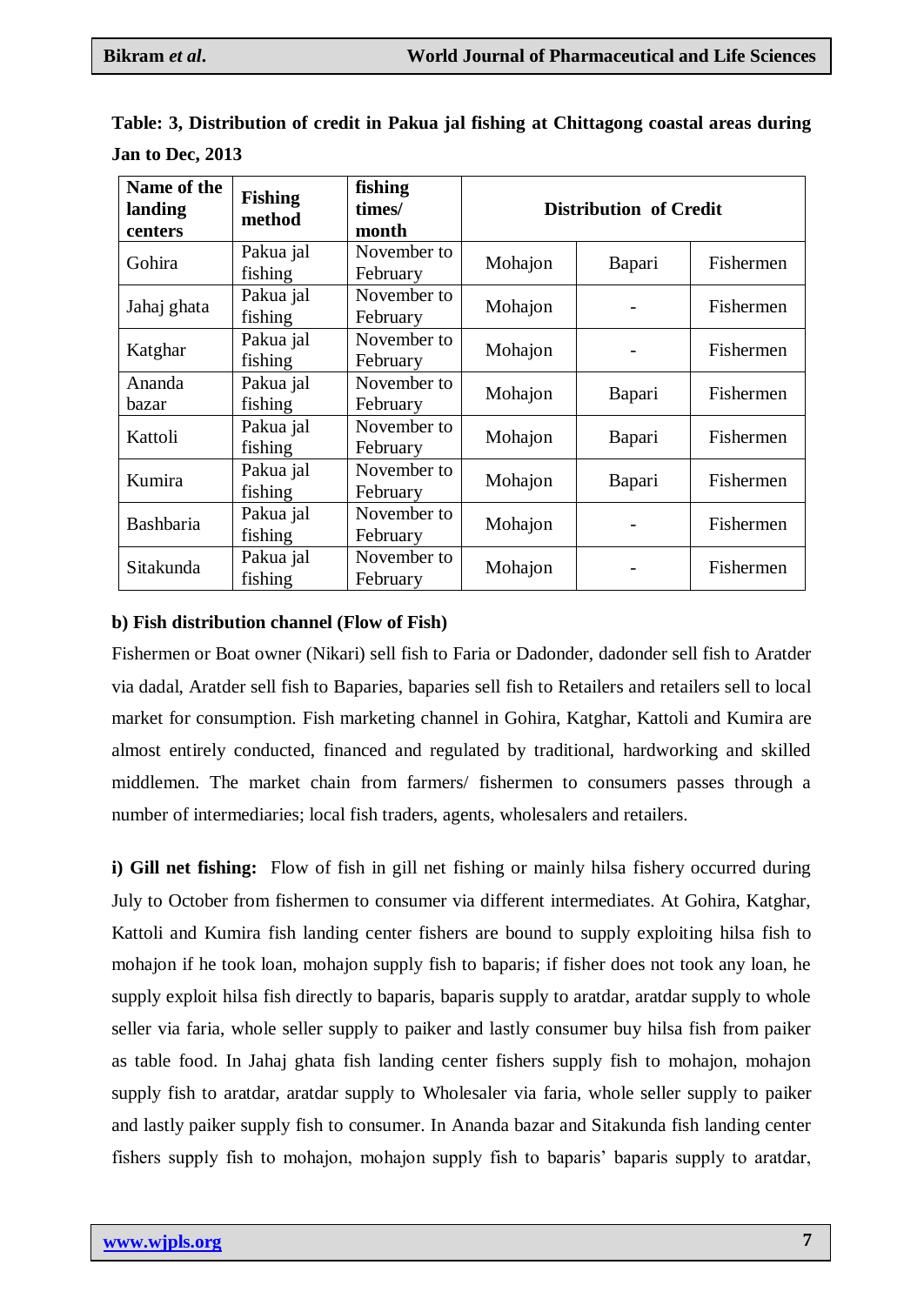**Table: 3, Distribution of credit in Pakua jal fishing at Chittagong coastal areas during Jan to Dec, 2013**

| Name of the landing centers | Fishing method | fishing times/ month | Distribution of Credit | | |
|---|---|---|---|---|---|
| Gohira | Pakua jal fishing | November to February | Mohajon | Bapari | Fishermen |
| Jahaj ghata | Pakua jal fishing | November to February | Mohajon | - | Fishermen |
| Katghar | Pakua jal fishing | November to February | Mohajon | - | Fishermen |
| Ananda bazar | Pakua jal fishing | November to February | Mohajon | Bapari | Fishermen |
| Kattoli | Pakua jal fishing | November to February | Mohajon | Bapari | Fishermen |
| Kumira | Pakua jal fishing | November to February | Mohajon | Bapari | Fishermen |
| Bashbaria | Pakua jal fishing | November to February | Mohajon | - | Fishermen |
| Sitakunda | Pakua jal fishing | November to February | Mohajon | - | Fishermen |

**b) Fish distribution channel (Flow of Fish)**

Fishermen or Boat owner (Nikari) sell fish to Faria or Dadonder, dadonder sell fish to Aratder via dadal, Aratder sell fish to Baparies, baparies sell fish to Retailers and retailers sell to local market for consumption. Fish marketing channel in Gohira, Katghar, Kattoli and Kumira are almost entirely conducted, financed and regulated by traditional, hardworking and skilled middlemen. The market chain from farmers/ fishermen to consumers passes through a number of intermediaries; local fish traders, agents, wholesalers and retailers.

**i) Gill net fishing:** Flow of fish in gill net fishing or mainly hilsa fishery occurred during July to October from fishermen to consumer via different intermediates. At Gohira, Katghar, Kattoli and Kumira fish landing center fishers are bound to supply exploiting hilsa fish to mohajon if he took loan, mohajon supply fish to baparis; if fisher does not took any loan, he supply exploit hilsa fish directly to baparis, baparis supply to aratdar, aratdar supply to whole seller via faria, whole seller supply to paiker and lastly consumer buy hilsa fish from paiker as table food. In Jahaj ghata fish landing center fishers supply fish to mohajon, mohajon supply fish to aratdar, aratdar supply to Wholesaler via faria, whole seller supply to paiker and lastly paiker supply fish to consumer. In Ananda bazar and Sitakunda fish landing center fishers supply fish to mohajon, mohajon supply fish to baparis' baparis supply to aratdar,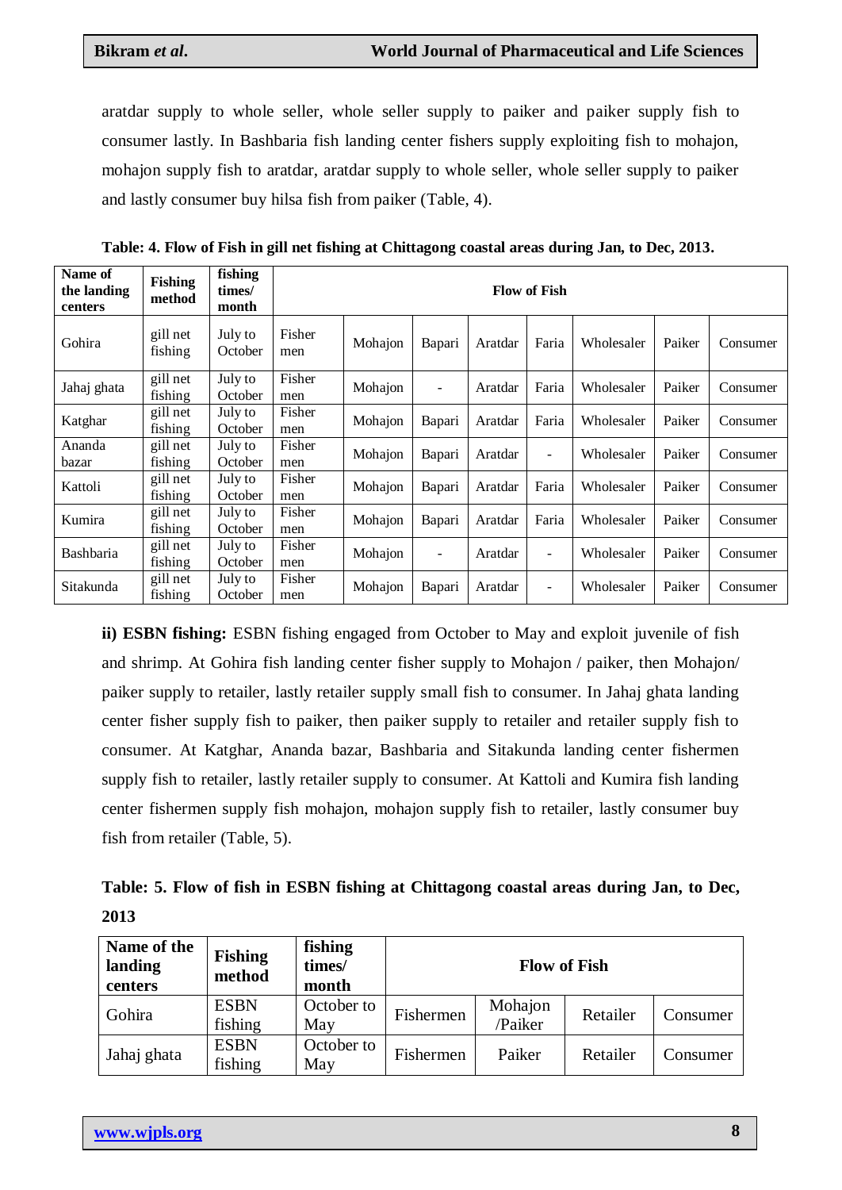aratdar supply to whole seller, whole seller supply to paiker and paiker supply fish to consumer lastly. In Bashbaria fish landing center fishers supply exploiting fish to mohajon, mohajon supply fish to aratdar, aratdar supply to whole seller, whole seller supply to paiker and lastly consumer buy hilsa fish from paiker (Table, 4).

**Table: 4. Flow of Fish in gill net fishing at Chittagong coastal areas during Jan, to Dec, 2013.**

| Name of the landing centers | Fishing method | fishing times/ month | Flow of Fish | | | | | | | |
|---|---|---|---|---|---|---|---|---|---|---|
| Gohira | gill net fishing | July to October | Fisher men | Mohajon | Bapari | Aratdar | Faria | Wholesaler | Paiker | Consumer |
| Jahaj ghata | gill net fishing | July to October | Fisher men | Mohajon | - | Aratdar | Faria | Wholesaler | Paiker | Consumer |
| Katghar | gill net fishing | July to October | Fisher men | Mohajon | Bapari | Aratdar | Faria | Wholesaler | Paiker | Consumer |
| Ananda bazar | gill net fishing | July to October | Fisher men | Mohajon | Bapari | Aratdar | - | Wholesaler | Paiker | Consumer |
| Kattoli | gill net fishing | July to October | Fisher men | Mohajon | Bapari | Aratdar | Faria | Wholesaler | Paiker | Consumer |
| Kumira | gill net fishing | July to October | Fisher men | Mohajon | Bapari | Aratdar | Faria | Wholesaler | Paiker | Consumer |
| Bashbaria | gill net fishing | July to October | Fisher men | Mohajon | - | Aratdar | - | Wholesaler | Paiker | Consumer |
| Sitakunda | gill net fishing | July to October | Fisher men | Mohajon | Bapari | Aratdar | - | Wholesaler | Paiker | Consumer |

**ii) ESBN fishing:** ESBN fishing engaged from October to May and exploit juvenile of fish and shrimp. At Gohira fish landing center fisher supply to Mohajon / paiker, then Mohajon/ paiker supply to retailer, lastly retailer supply small fish to consumer. In Jahaj ghata landing center fisher supply fish to paiker, then paiker supply to retailer and retailer supply fish to consumer. At Katghar, Ananda bazar, Bashbaria and Sitakunda landing center fishermen supply fish to retailer, lastly retailer supply to consumer. At Kattoli and Kumira fish landing center fishermen supply fish mohajon, mohajon supply fish to retailer, lastly consumer buy fish from retailer (Table, 5).

**Table: 5. Flow of fish in ESBN fishing at Chittagong coastal areas during Jan, to Dec, 2013**

| Name of the landing centers | Fishing method | fishing times/ month | Flow of Fish | | | |
|---|---|---|---|---|---|---|
| Gohira | ESBN fishing | October to May | Fishermen | Mohajon /Paiker | Retailer | Consumer |
| Jahaj ghata | ESBN fishing | October to May | Fishermen | Paiker | Retailer | Consumer |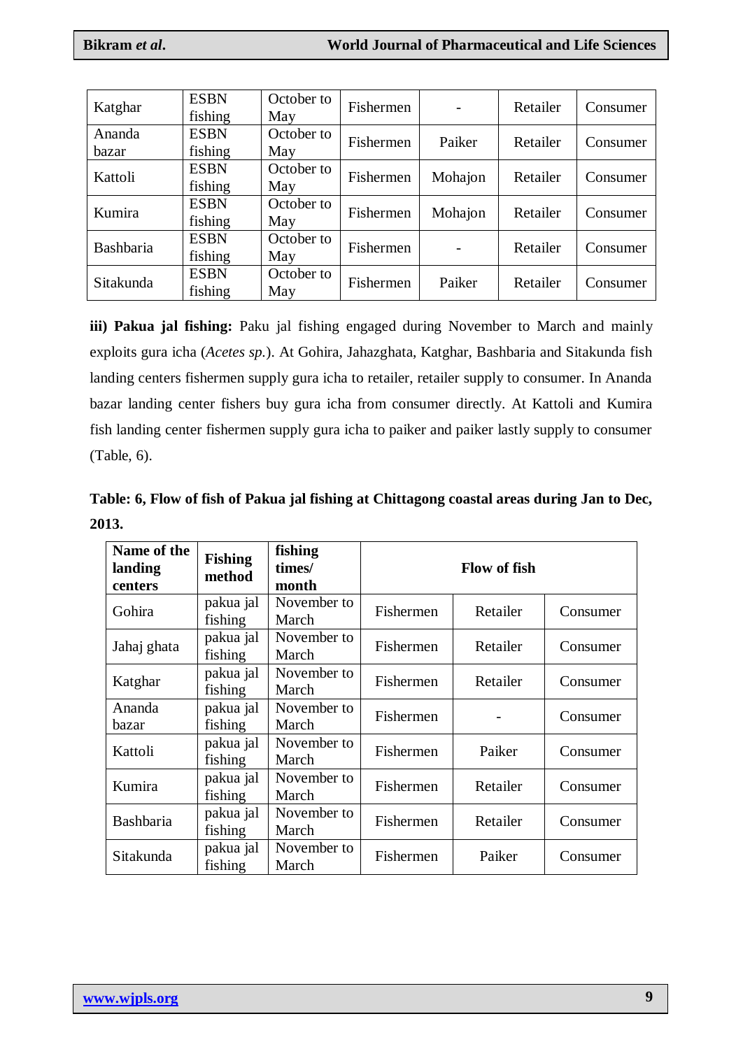| | | | | | | |
|---|---|---|---|---|---|---|
| Katghar | ESBN fishing | October to May | Fishermen | - | Retailer | Consumer |
| Ananda bazar | ESBN fishing | October to May | Fishermen | Paiker | Retailer | Consumer |
| Kattoli | ESBN fishing | October to May | Fishermen | Mohajon | Retailer | Consumer |
| Kumira | ESBN fishing | October to May | Fishermen | Mohajon | Retailer | Consumer |
| Bashbaria | ESBN fishing | October to May | Fishermen | - | Retailer | Consumer |
| Sitakunda | ESBN fishing | October to May | Fishermen | Paiker | Retailer | Consumer |

**iii) Pakua jal fishing:** Paku jal fishing engaged during November to March and mainly exploits gura icha (*Acetes sp.*). At Gohira, Jahazghata, Katghar, Bashbaria and Sitakunda fish landing centers fishermen supply gura icha to retailer, retailer supply to consumer. In Ananda bazar landing center fishers buy gura icha from consumer directly. At Kattoli and Kumira fish landing center fishermen supply gura icha to paiker and paiker lastly supply to consumer (Table, 6).

**Table: 6, Flow of fish of Pakua jal fishing at Chittagong coastal areas during Jan to Dec, 2013.**

| Name of the landing centers | Fishing method | fishing times/ month | Flow of fish | | |
|---|---|---|---|---|---|
| Gohira | pakua jal fishing | November to March | Fishermen | Retailer | Consumer |
| Jahaj ghata | pakua jal fishing | November to March | Fishermen | Retailer | Consumer |
| Katghar | pakua jal fishing | November to March | Fishermen | Retailer | Consumer |
| Ananda bazar | pakua jal fishing | November to March | Fishermen | - | Consumer |
| Kattoli | pakua jal fishing | November to March | Fishermen | Paiker | Consumer |
| Kumira | pakua jal fishing | November to March | Fishermen | Retailer | Consumer |
| Bashbaria | pakua jal fishing | November to March | Fishermen | Retailer | Consumer |
| Sitakunda | pakua jal fishing | November to March | Fishermen | Paiker | Consumer |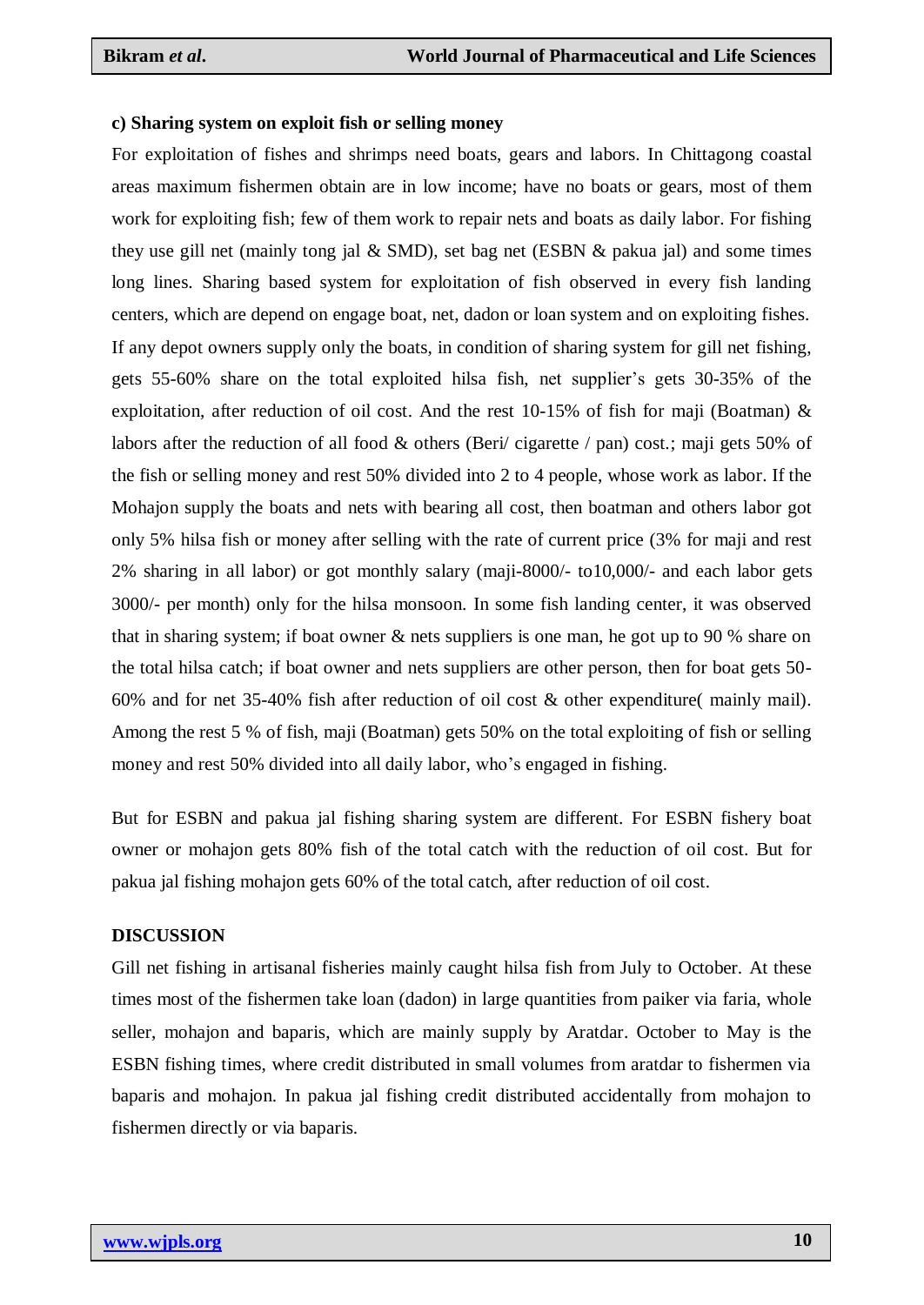**c) Sharing system on exploit fish or selling money**

For exploitation of fishes and shrimps need boats, gears and labors. In Chittagong coastal areas maximum fishermen obtain are in low income; have no boats or gears, most of them work for exploiting fish; few of them work to repair nets and boats as daily labor. For fishing they use gill net (mainly tong jal & SMD), set bag net (ESBN & pakua jal) and some times long lines. Sharing based system for exploitation of fish observed in every fish landing centers, which are depend on engage boat, net, dadon or loan system and on exploiting fishes. If any depot owners supply only the boats, in condition of sharing system for gill net fishing, gets 55-60% share on the total exploited hilsa fish, net supplier's gets 30-35% of the exploitation, after reduction of oil cost. And the rest 10-15% of fish for maji (Boatman) & labors after the reduction of all food & others (Beri/ cigarette / pan) cost.; maji gets 50% of the fish or selling money and rest 50% divided into 2 to 4 people, whose work as labor. If the Mohajon supply the boats and nets with bearing all cost, then boatman and others labor got only 5% hilsa fish or money after selling with the rate of current price (3% for maji and rest 2% sharing in all labor) or got monthly salary (maji-8000/- to10,000/- and each labor gets 3000/- per month) only for the hilsa monsoon. In some fish landing center, it was observed that in sharing system; if boat owner & nets suppliers is one man, he got up to 90 % share on the total hilsa catch; if boat owner and nets suppliers are other person, then for boat gets 50-60% and for net 35-40% fish after reduction of oil cost & other expenditure( mainly mail). Among the rest 5 % of fish, maji (Boatman) gets 50% on the total exploiting of fish or selling money and rest 50% divided into all daily labor, who's engaged in fishing.

But for ESBN and pakua jal fishing sharing system are different. For ESBN fishery boat owner or mohajon gets 80% fish of the total catch with the reduction of oil cost. But for pakua jal fishing mohajon gets 60% of the total catch, after reduction of oil cost.

## DISCUSSION

Gill net fishing in artisanal fisheries mainly caught hilsa fish from July to October. At these times most of the fishermen take loan (dadon) in large quantities from paiker via faria, whole seller, mohajon and baparis, which are mainly supply by Aratdar. October to May is the ESBN fishing times, where credit distributed in small volumes from aratdar to fishermen via baparis and mohajon. In pakua jal fishing credit distributed accidentally from mohajon to fishermen directly or via baparis.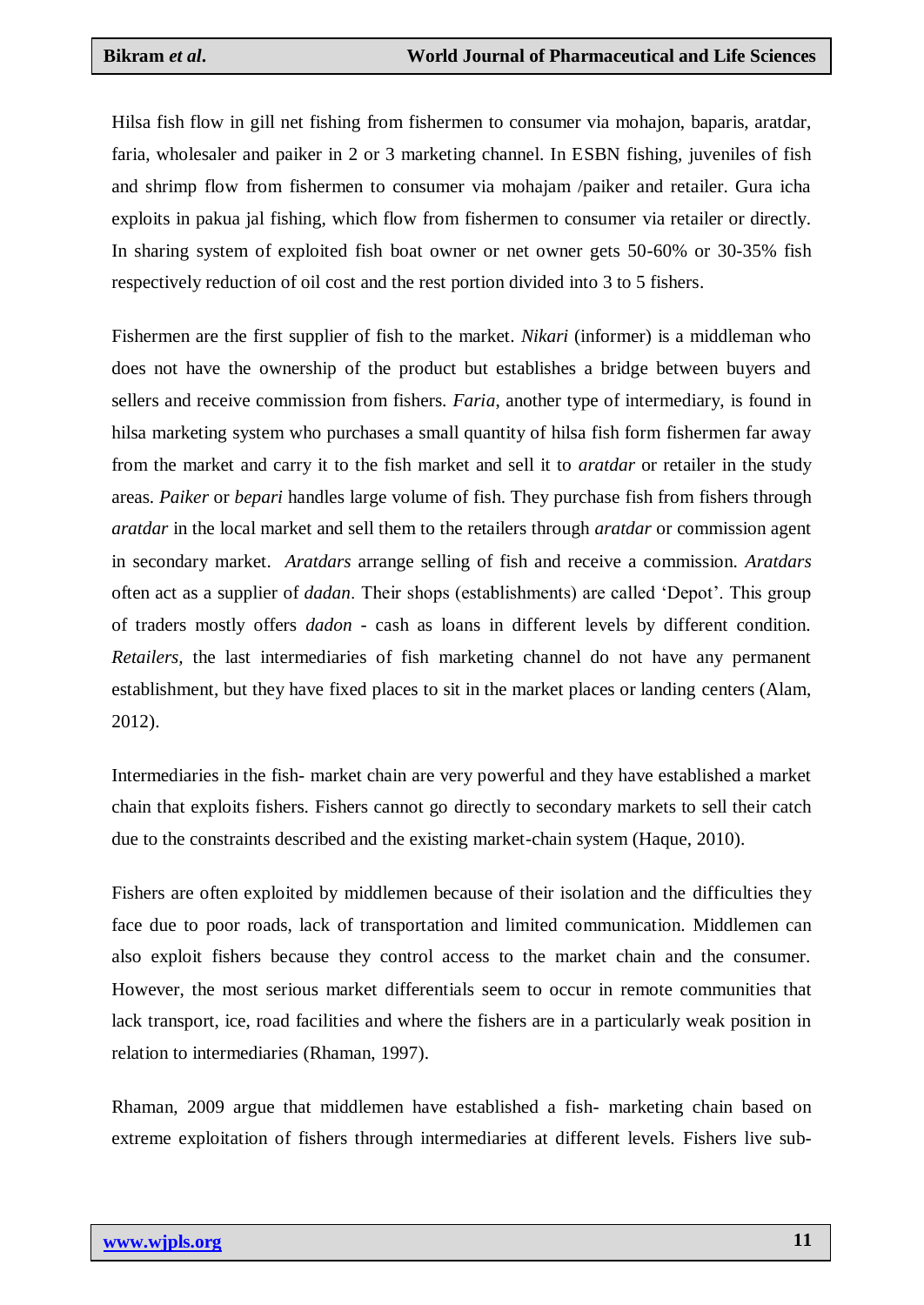Hilsa fish flow in gill net fishing from fishermen to consumer via mohajon, baparis, aratdar, faria, wholesaler and paiker in 2 or 3 marketing channel. In ESBN fishing, juveniles of fish and shrimp flow from fishermen to consumer via mohajam /paiker and retailer. Gura icha exploits in pakua jal fishing, which flow from fishermen to consumer via retailer or directly. In sharing system of exploited fish boat owner or net owner gets 50-60% or 30-35% fish respectively reduction of oil cost and the rest portion divided into 3 to 5 fishers.

Fishermen are the first supplier of fish to the market. *Nikari* (informer) is a middleman who does not have the ownership of the product but establishes a bridge between buyers and sellers and receive commission from fishers. *Faria*, another type of intermediary, is found in hilsa marketing system who purchases a small quantity of hilsa fish form fishermen far away from the market and carry it to the fish market and sell it to *aratdar* or retailer in the study areas. *Paiker* or *bepari* handles large volume of fish. They purchase fish from fishers through *aratdar* in the local market and sell them to the retailers through *aratdar* or commission agent in secondary market. *Aratdars* arrange selling of fish and receive a commission. *Aratdars* often act as a supplier of *dadan*. Their shops (establishments) are called 'Depot'. This group of traders mostly offers *dadon* - cash as loans in different levels by different condition. *Retailers*, the last intermediaries of fish marketing channel do not have any permanent establishment, but they have fixed places to sit in the market places or landing centers (Alam, 2012).

Intermediaries in the fish- market chain are very powerful and they have established a market chain that exploits fishers. Fishers cannot go directly to secondary markets to sell their catch due to the constraints described and the existing market-chain system (Haque, 2010).

Fishers are often exploited by middlemen because of their isolation and the difficulties they face due to poor roads, lack of transportation and limited communication. Middlemen can also exploit fishers because they control access to the market chain and the consumer. However, the most serious market differentials seem to occur in remote communities that lack transport, ice, road facilities and where the fishers are in a particularly weak position in relation to intermediaries (Rhaman, 1997).

Rhaman, 2009 argue that middlemen have established a fish- marketing chain based on extreme exploitation of fishers through intermediaries at different levels. Fishers live sub-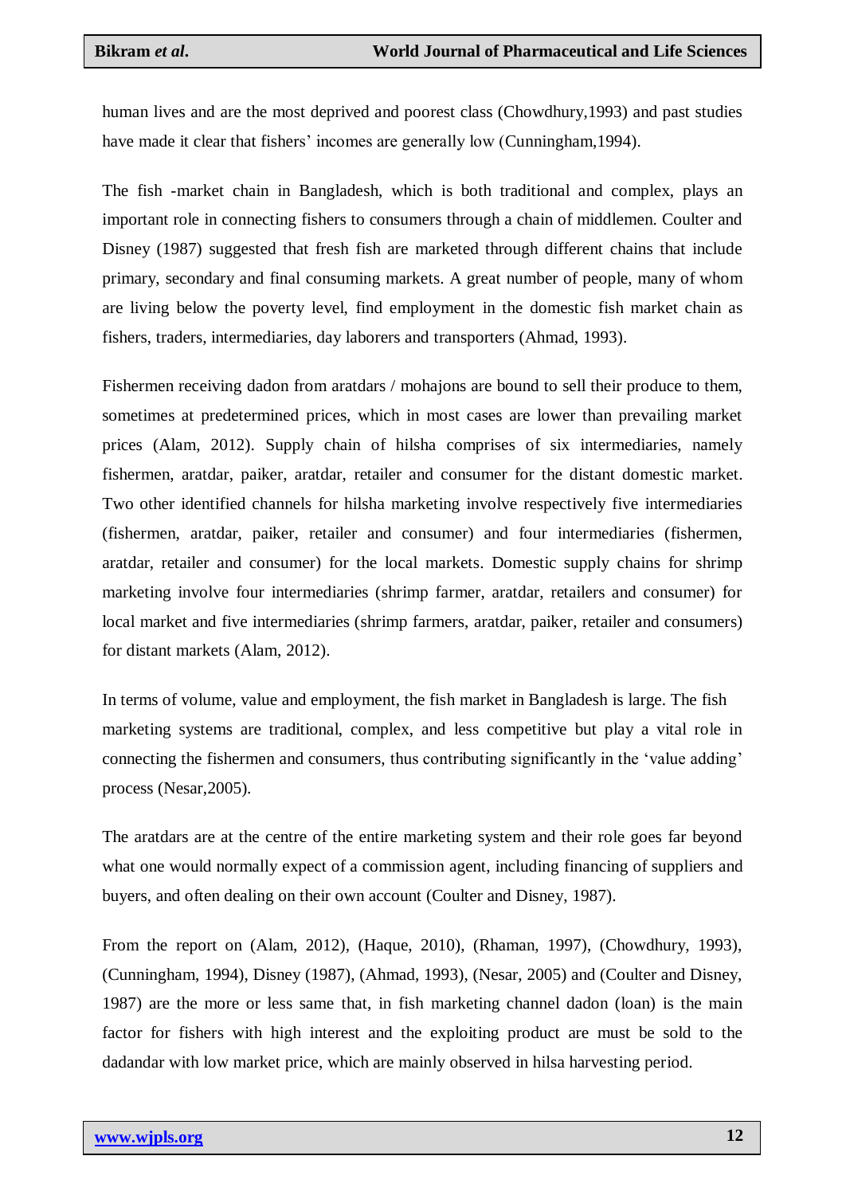human lives and are the most deprived and poorest class (Chowdhury,1993) and past studies have made it clear that fishers' incomes are generally low (Cunningham,1994).

The fish -market chain in Bangladesh, which is both traditional and complex, plays an important role in connecting fishers to consumers through a chain of middlemen. Coulter and Disney (1987) suggested that fresh fish are marketed through different chains that include primary, secondary and final consuming markets. A great number of people, many of whom are living below the poverty level, find employment in the domestic fish market chain as fishers, traders, intermediaries, day laborers and transporters (Ahmad, 1993).

Fishermen receiving dadon from aratdars / mohajons are bound to sell their produce to them, sometimes at predetermined prices, which in most cases are lower than prevailing market prices (Alam, 2012). Supply chain of hilsha comprises of six intermediaries, namely fishermen, aratdar, paiker, aratdar, retailer and consumer for the distant domestic market. Two other identified channels for hilsha marketing involve respectively five intermediaries (fishermen, aratdar, paiker, retailer and consumer) and four intermediaries (fishermen, aratdar, retailer and consumer) for the local markets. Domestic supply chains for shrimp marketing involve four intermediaries (shrimp farmer, aratdar, retailers and consumer) for local market and five intermediaries (shrimp farmers, aratdar, paiker, retailer and consumers) for distant markets (Alam, 2012).

In terms of volume, value and employment, the fish market in Bangladesh is large. The fish marketing systems are traditional, complex, and less competitive but play a vital role in connecting the fishermen and consumers, thus contributing significantly in the 'value adding' process (Nesar,2005).

The aratdars are at the centre of the entire marketing system and their role goes far beyond what one would normally expect of a commission agent, including financing of suppliers and buyers, and often dealing on their own account (Coulter and Disney, 1987).

From the report on (Alam, 2012), (Haque, 2010), (Rhaman, 1997), (Chowdhury, 1993), (Cunningham, 1994), Disney (1987), (Ahmad, 1993), (Nesar, 2005) and (Coulter and Disney, 1987) are the more or less same that, in fish marketing channel dadon (loan) is the main factor for fishers with high interest and the exploiting product are must be sold to the dadandar with low market price, which are mainly observed in hilsa harvesting period.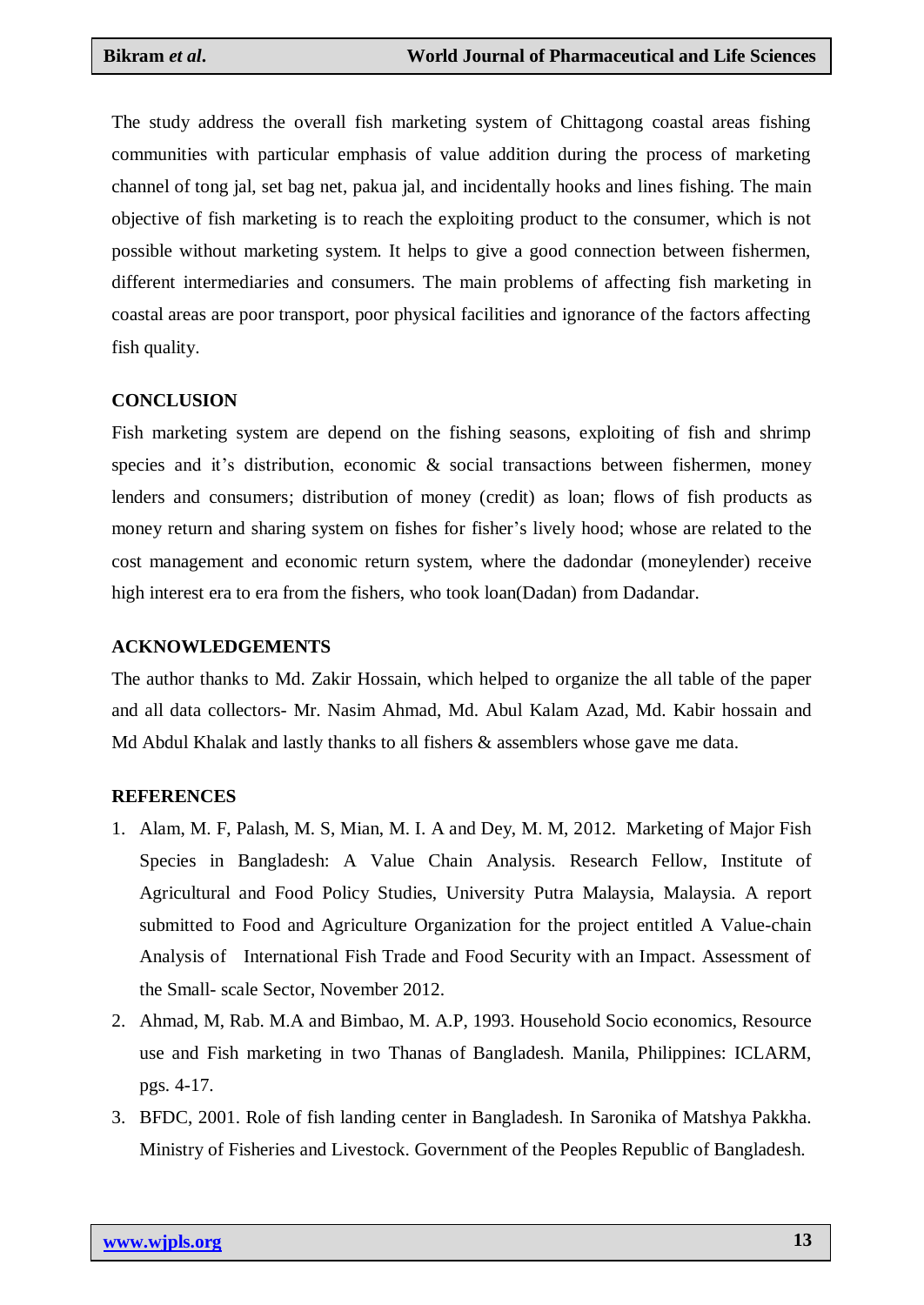The study address the overall fish marketing system of Chittagong coastal areas fishing communities with particular emphasis of value addition during the process of marketing channel of tong jal, set bag net, pakua jal, and incidentally hooks and lines fishing. The main objective of fish marketing is to reach the exploiting product to the consumer, which is not possible without marketing system. It helps to give a good connection between fishermen, different intermediaries and consumers. The main problems of affecting fish marketing in coastal areas are poor transport, poor physical facilities and ignorance of the factors affecting fish quality.

## CONCLUSION

Fish marketing system are depend on the fishing seasons, exploiting of fish and shrimp species and it's distribution, economic & social transactions between fishermen, money lenders and consumers; distribution of money (credit) as loan; flows of fish products as money return and sharing system on fishes for fisher's lively hood; whose are related to the cost management and economic return system, where the dadondar (moneylender) receive high interest era to era from the fishers, who took loan(Dadan) from Dadandar.

## ACKNOWLEDGEMENTS

The author thanks to Md. Zakir Hossain, which helped to organize the all table of the paper and all data collectors- Mr. Nasim Ahmad, Md. Abul Kalam Azad, Md. Kabir hossain and Md Abdul Khalak and lastly thanks to all fishers & assemblers whose gave me data.

## REFERENCES

1. Alam, M. F, Palash, M. S, Mian, M. I. A and Dey, M. M, 2012. Marketing of Major Fish Species in Bangladesh: A Value Chain Analysis. Research Fellow, Institute of Agricultural and Food Policy Studies, University Putra Malaysia, Malaysia. A report submitted to Food and Agriculture Organization for the project entitled A Value-chain Analysis of International Fish Trade and Food Security with an Impact. Assessment of the Small- scale Sector, November 2012.
2. Ahmad, M, Rab. M.A and Bimbao, M. A.P, 1993. Household Socio economics, Resource use and Fish marketing in two Thanas of Bangladesh. Manila, Philippines: ICLARM, pgs. 4-17.
3. BFDC, 2001. Role of fish landing center in Bangladesh. In Saronika of Matshya Pakkha. Ministry of Fisheries and Livestock. Government of the Peoples Republic of Bangladesh.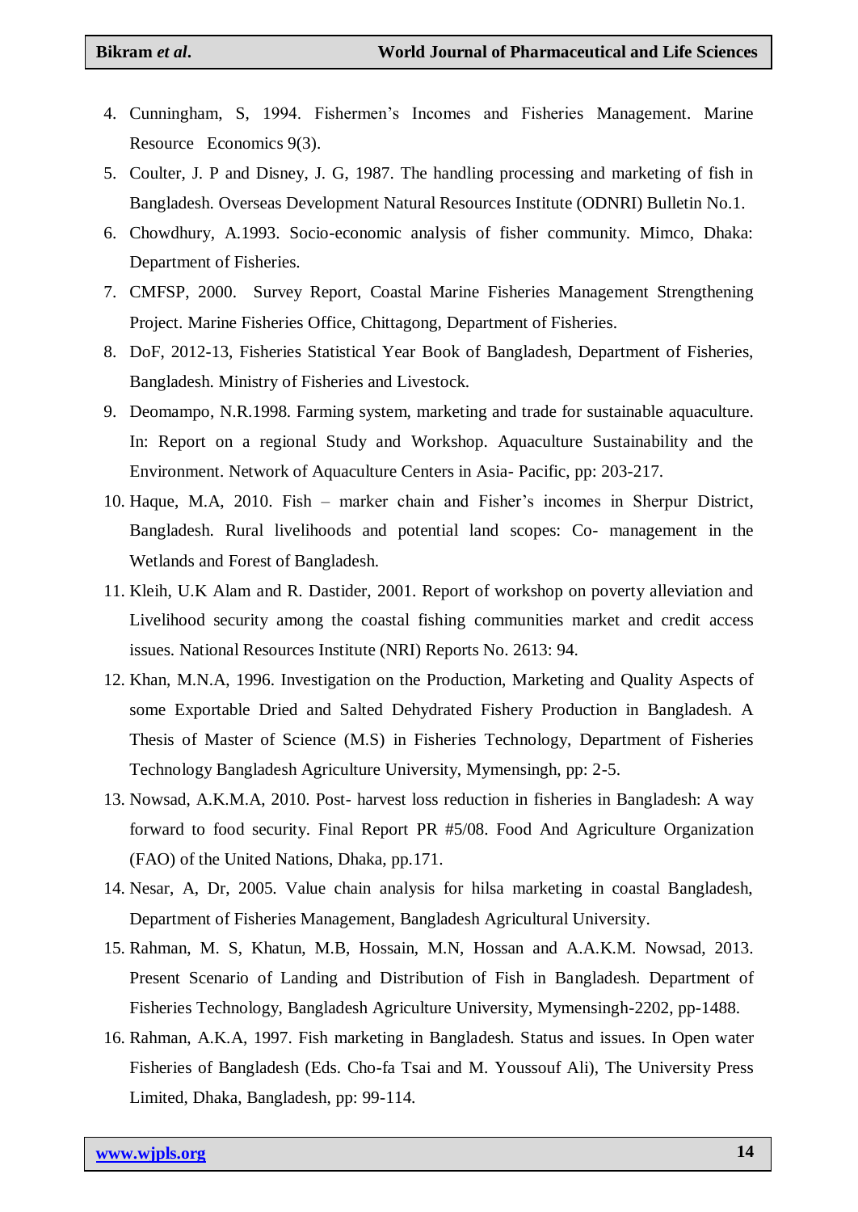4. Cunningham, S, 1994. Fishermen's Incomes and Fisheries Management. Marine Resource Economics 9(3).
5. Coulter, J. P and Disney, J. G, 1987. The handling processing and marketing of fish in Bangladesh. Overseas Development Natural Resources Institute (ODNRI) Bulletin No.1.
6. Chowdhury, A.1993. Socio-economic analysis of fisher community. Mimco, Dhaka: Department of Fisheries.
7. CMFSP, 2000. Survey Report, Coastal Marine Fisheries Management Strengthening Project. Marine Fisheries Office, Chittagong, Department of Fisheries.
8. DoF, 2012-13, Fisheries Statistical Year Book of Bangladesh, Department of Fisheries, Bangladesh. Ministry of Fisheries and Livestock.
9. Deomampo, N.R.1998. Farming system, marketing and trade for sustainable aquaculture. In: Report on a regional Study and Workshop. Aquaculture Sustainability and the Environment. Network of Aquaculture Centers in Asia- Pacific, pp: 203-217.
10. Haque, M.A, 2010. Fish – marker chain and Fisher's incomes in Sherpur District, Bangladesh. Rural livelihoods and potential land scopes: Co- management in the Wetlands and Forest of Bangladesh.
11. Kleih, U.K Alam and R. Dastider, 2001. Report of workshop on poverty alleviation and Livelihood security among the coastal fishing communities market and credit access issues. National Resources Institute (NRI) Reports No. 2613: 94.
12. Khan, M.N.A, 1996. Investigation on the Production, Marketing and Quality Aspects of some Exportable Dried and Salted Dehydrated Fishery Production in Bangladesh. A Thesis of Master of Science (M.S) in Fisheries Technology, Department of Fisheries Technology Bangladesh Agriculture University, Mymensingh, pp: 2-5.
13. Nowsad, A.K.M.A, 2010. Post- harvest loss reduction in fisheries in Bangladesh: A way forward to food security. Final Report PR #5/08. Food And Agriculture Organization (FAO) of the United Nations, Dhaka, pp.171.
14. Nesar, A, Dr, 2005. Value chain analysis for hilsa marketing in coastal Bangladesh, Department of Fisheries Management, Bangladesh Agricultural University.
15. Rahman, M. S, Khatun, M.B, Hossain, M.N, Hossan and A.A.K.M. Nowsad, 2013. Present Scenario of Landing and Distribution of Fish in Bangladesh. Department of Fisheries Technology, Bangladesh Agriculture University, Mymensingh-2202, pp-1488.
16. Rahman, A.K.A, 1997. Fish marketing in Bangladesh. Status and issues. In Open water Fisheries of Bangladesh (Eds. Cho-fa Tsai and M. Youssouf Ali), The University Press Limited, Dhaka, Bangladesh, pp: 99-114.